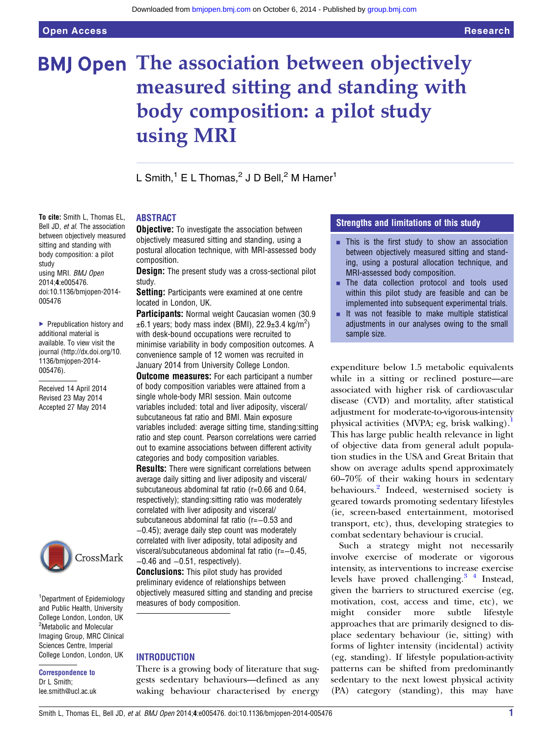Open Access Research

# The association between objectively measured sitting and standing with body composition: a pilot study using MRI

L Smith,[1] E L Thomas,[2] J D Bell,[2] M Hamer[1]

**To cite:** Smith L, Thomas EL, Bell JD, *et al*. The association between objectively measured sitting and standing with body composition: a pilot study using MRI. *BMJ Open* 2014;**4**:e005476. doi:10.1136/bmjopen-2014-005476

► Prepublication history and additional material is available. To view visit the journal (http://dx.doi.org/10.1136/bmjopen-2014-005476).

Received 14 April 2014
Revised 23 May 2014
Accepted 27 May 2014

[1]Department of Epidemiology and Public Health, University College London, London, UK
[2]Metabolic and Molecular Imaging Group, MRC Clinical Sciences Centre, Imperial College London, London, UK

**Correspondence to**
Dr L Smith;
lee.smith@ucl.ac.uk

## ABSTRACT

**Objective:** To investigate the association between objectively measured sitting and standing, using a postural allocation technique, with MRI-assessed body composition.

**Design:** The present study was a cross-sectional pilot study.

**Setting:** Participants were examined at one centre located in London, UK.

**Participants:** Normal weight Caucasian women (30.9 ±6.1 years; body mass index (BMI), 22.9±3.4 kg/m$^2$) with desk-bound occupations were recruited to minimise variability in body composition outcomes. A convenience sample of 12 women was recruited in January 2014 from University College London.

**Outcome measures:** For each participant a number of body composition variables were attained from a single whole-body MRI session. Main outcome variables included: total and liver adiposity, visceral/subcutaneous fat ratio and BMI. Main exposure variables included: average sitting time, standing:sitting ratio and step count. Pearson correlations were carried out to examine associations between different activity categories and body composition variables.

**Results:** There were significant correlations between average daily sitting and liver adiposity and visceral/subcutaneous abdominal fat ratio (r=0.66 and 0.64, respectively); standing:sitting ratio was moderately correlated with liver adiposity and visceral/subcutaneous abdominal fat ratio (r=−0.53 and −0.45); average daily step count was moderately correlated with liver adiposity, total adiposity and visceral/subcutaneous abdominal fat ratio (r=−0.45, −0.46 and −0.51, respectively).

**Conclusions:** This pilot study has provided preliminary evidence of relationships between objectively measured sitting and standing and precise measures of body composition.

### Strengths and limitations of this study

- This is the first study to show an association between objectively measured sitting and standing, using a postural allocation technique, and MRI-assessed body composition.
- The data collection protocol and tools used within this pilot study are feasible and can be implemented into subsequent experimental trials.
- It was not feasible to make multiple statistical adjustments in our analyses owing to the small sample size.

## INTRODUCTION

There is a growing body of literature that suggests sedentary behaviours—defined as any waking behaviour characterised by energy expenditure below 1.5 metabolic equivalents while in a sitting or reclined posture—are associated with higher risk of cardiovascular disease (CVD) and mortality, after statistical adjustment for moderate-to-vigorous-intensity physical activities (MVPA; eg, brisk walking).[1] This has large public health relevance in light of objective data from general adult population studies in the USA and Great Britain that show on average adults spend approximately 60–70% of their waking hours in sedentary behaviours.[2] Indeed, westernised society is geared towards promoting sedentary lifestyles (ie, screen-based entertainment, motorised transport, etc), thus, developing strategies to combat sedentary behaviour is crucial.

Such a strategy might not necessarily involve exercise of moderate or vigorous intensity, as interventions to increase exercise levels have proved challenging.[3 4] Instead, given the barriers to structured exercise (eg, motivation, cost, access and time, etc), we might consider more subtle lifestyle approaches that are primarily designed to displace sedentary behaviour (ie, sitting) with forms of lighter intensity (incidental) activity (eg, standing). If lifestyle population-activity patterns can be shifted from predominantly sedentary to the next lowest physical activity (PA) category (standing), this may have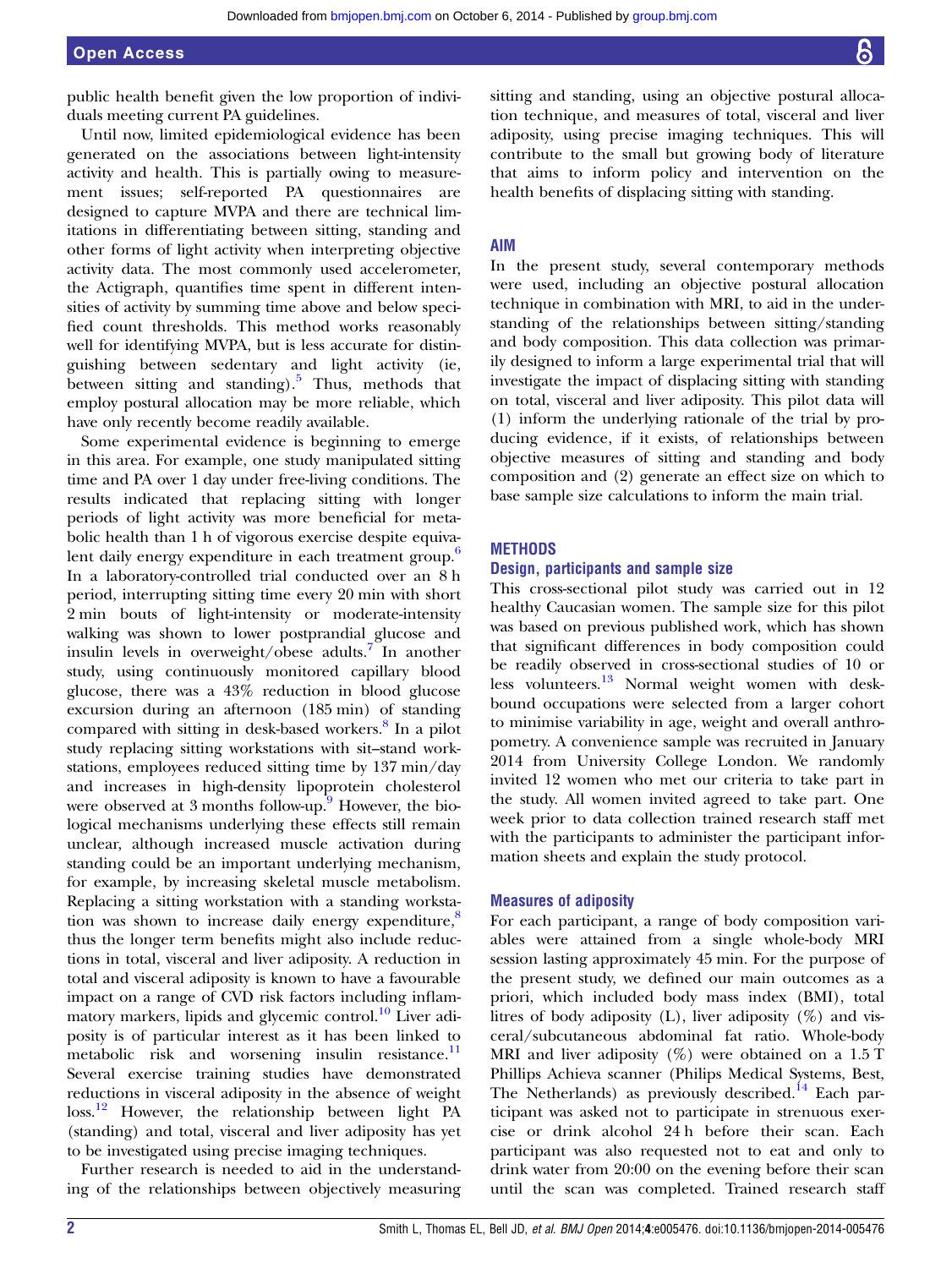public health benefit given the low proportion of individuals meeting current PA guidelines.

Until now, limited epidemiological evidence has been generated on the associations between light-intensity activity and health. This is partially owing to measurement issues; self-reported PA questionnaires are designed to capture MVPA and there are technical limitations in differentiating between sitting, standing and other forms of light activity when interpreting objective activity data. The most commonly used accelerometer, the Actigraph, quantifies time spent in different intensities of activity by summing time above and below specified count thresholds. This method works reasonably well for identifying MVPA, but is less accurate for distinguishing between sedentary and light activity (ie, between sitting and standing).[5] Thus, methods that employ postural allocation may be more reliable, which have only recently become readily available.

Some experimental evidence is beginning to emerge in this area. For example, one study manipulated sitting time and PA over 1 day under free-living conditions. The results indicated that replacing sitting with longer periods of light activity was more beneficial for metabolic health than 1 h of vigorous exercise despite equivalent daily energy expenditure in each treatment group.[6] In a laboratory-controlled trial conducted over an 8 h period, interrupting sitting time every 20 min with short 2 min bouts of light-intensity or moderate-intensity walking was shown to lower postprandial glucose and insulin levels in overweight/obese adults.[7] In another study, using continuously monitored capillary blood glucose, there was a 43% reduction in blood glucose excursion during an afternoon (185 min) of standing compared with sitting in desk-based workers.[8] In a pilot study replacing sitting workstations with sit–stand workstations, employees reduced sitting time by 137 min/day and increases in high-density lipoprotein cholesterol were observed at 3 months follow-up.[9] However, the biological mechanisms underlying these effects still remain unclear, although increased muscle activation during standing could be an important underlying mechanism, for example, by increasing skeletal muscle metabolism. Replacing a sitting workstation with a standing workstation was shown to increase daily energy expenditure,[8] thus the longer term benefits might also include reductions in total, visceral and liver adiposity. A reduction in total and visceral adiposity is known to have a favourable impact on a range of CVD risk factors including inflammatory markers, lipids and glycemic control.[10] Liver adiposity is of particular interest as it has been linked to metabolic risk and worsening insulin resistance.[11] Several exercise training studies have demonstrated reductions in visceral adiposity in the absence of weight loss.[12] However, the relationship between light PA (standing) and total, visceral and liver adiposity has yet to be investigated using precise imaging techniques.

Further research is needed to aid in the understanding of the relationships between objectively measuring sitting and standing, using an objective postural allocation technique, and measures of total, visceral and liver adiposity, using precise imaging techniques. This will contribute to the small but growing body of literature that aims to inform policy and intervention on the health benefits of displacing sitting with standing.

## AIM

In the present study, several contemporary methods were used, including an objective postural allocation technique in combination with MRI, to aid in the understanding of the relationships between sitting/standing and body composition. This data collection was primarily designed to inform a large experimental trial that will investigate the impact of displacing sitting with standing on total, visceral and liver adiposity. This pilot data will (1) inform the underlying rationale of the trial by producing evidence, if it exists, of relationships between objective measures of sitting and standing and body composition and (2) generate an effect size on which to base sample size calculations to inform the main trial.

## METHODS

### Design, participants and sample size

This cross-sectional pilot study was carried out in 12 healthy Caucasian women. The sample size for this pilot was based on previous published work, which has shown that significant differences in body composition could be readily observed in cross-sectional studies of 10 or less volunteers.[13] Normal weight women with desk-bound occupations were selected from a larger cohort to minimise variability in age, weight and overall anthropometry. A convenience sample was recruited in January 2014 from University College London. We randomly invited 12 women who met our criteria to take part in the study. All women invited agreed to take part. One week prior to data collection trained research staff met with the participants to administer the participant information sheets and explain the study protocol.

### Measures of adiposity

For each participant, a range of body composition variables were attained from a single whole-body MRI session lasting approximately 45 min. For the purpose of the present study, we defined our main outcomes as a priori, which included body mass index (BMI), total litres of body adiposity (L), liver adiposity (%) and visceral/subcutaneous abdominal fat ratio. Whole-body MRI and liver adiposity (%) were obtained on a 1.5 T Phillips Achieva scanner (Philips Medical Systems, Best, The Netherlands) as previously described.[14] Each participant was asked not to participate in strenuous exercise or drink alcohol 24 h before their scan. Each participant was also requested not to eat and only to drink water from 20:00 on the evening before their scan until the scan was completed. Trained research staff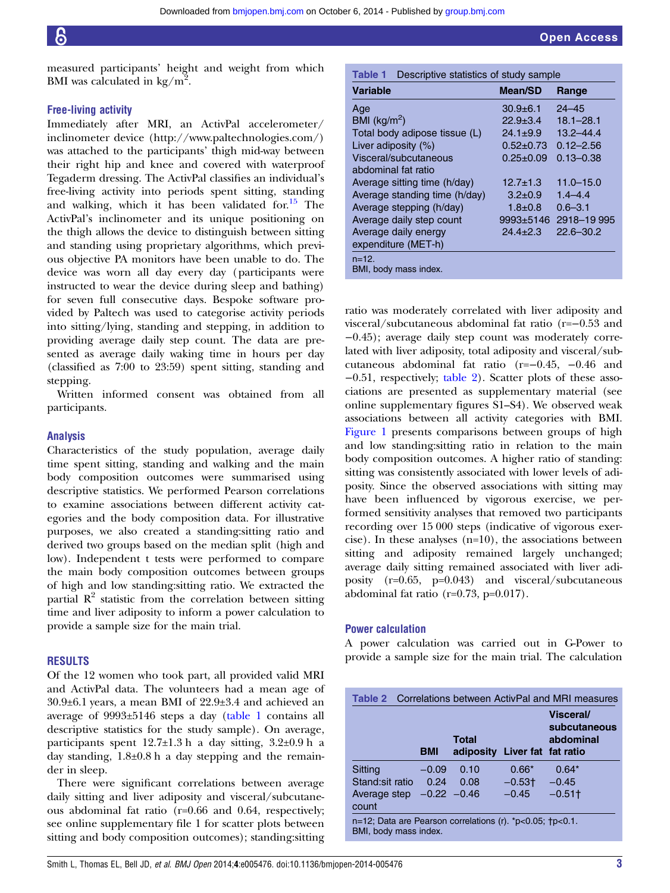measured participants' height and weight from which BMI was calculated in kg/m$^2$.

### Free-living activity

Immediately after MRI, an ActivPal accelerometer/inclinometer device (http://www.paltechnologies.com/) was attached to the participants' thigh mid-way between their right hip and knee and covered with waterproof Tegaderm dressing. The ActivPal classifies an individual's free-living activity into periods spent sitting, standing and walking, which it has been validated for.[15] The ActivPal's inclinometer and its unique positioning on the thigh allows the device to distinguish between sitting and standing using proprietary algorithms, which previous objective PA monitors have been unable to do. The device was worn all day every day (participants were instructed to wear the device during sleep and bathing) for seven full consecutive days. Bespoke software provided by Paltech was used to categorise activity periods into sitting/lying, standing and stepping, in addition to providing average daily step count. The data are presented as average daily waking time in hours per day (classified as 7:00 to 23:59) spent sitting, standing and stepping.

Written informed consent was obtained from all participants.

### Analysis

Characteristics of the study population, average daily time spent sitting, standing and walking and the main body composition outcomes were summarised using descriptive statistics. We performed Pearson correlations to examine associations between different activity categories and the body composition data. For illustrative purposes, we also created a standing:sitting ratio and derived two groups based on the median split (high and low). Independent t tests were performed to compare the main body composition outcomes between groups of high and low standing:sitting ratio. We extracted the partial $R^2$ statistic from the correlation between sitting time and liver adiposity to inform a power calculation to provide a sample size for the main trial.

## RESULTS

Of the 12 women who took part, all provided valid MRI and ActivPal data. The volunteers had a mean age of 30.9±6.1 years, a mean BMI of 22.9±3.4 and achieved an average of 9993±5146 steps a day (table 1 contains all descriptive statistics for the study sample). On average, participants spent 12.7±1.3 h a day sitting, 3.2±0.9 h a day standing, 1.8±0.8 h a day stepping and the remainder in sleep.

There were significant correlations between average daily sitting and liver adiposity and visceral/subcutaneous abdominal fat ratio (r=0.66 and 0.64, respectively; see online supplementary file 1 for scatter plots between sitting and body composition outcomes); standing:sitting ratio was moderately correlated with liver adiposity and visceral/subcutaneous abdominal fat ratio (r=−0.53 and −0.45); average daily step count was moderately correlated with liver adiposity, total adiposity and visceral/subcutaneous abdominal fat ratio (r=−0.45, −0.46 and −0.51, respectively; table 2). Scatter plots of these associations are presented as supplementary material (see online supplementary figures S1–S4). We observed weak associations between all activity categories with BMI. Figure 1 presents comparisons between groups of high and low standing:sitting ratio in relation to the main body composition outcomes. A higher ratio of standing:sitting was consistently associated with lower levels of adiposity. Since the observed associations with sitting may have been influenced by vigorous exercise, we performed sensitivity analyses that removed two participants recording over 15 000 steps (indicative of vigorous exercise). In these analyses (n=10), the associations between sitting and adiposity remained largely unchanged; average daily sitting remained associated with liver adiposity (r=0.65, p=0.043) and visceral/subcutaneous abdominal fat ratio (r=0.73, p=0.017).

**Table 1** Descriptive statistics of study sample

| Variable | Mean/SD | Range |
|---|---|---|
| Age | 30.9±6.1 | 24–45 |
| BMI (kg/m$^2$) | 22.9±3.4 | 18.1–28.1 |
| Total body adipose tissue (L) | 24.1±9.9 | 13.2–44.4 |
| Liver adiposity (%) | 0.52±0.73 | 0.12–2.56 |
| Visceral/subcutaneous abdominal fat ratio | 0.25±0.09 | 0.13–0.38 |
| Average sitting time (h/day) | 12.7±1.3 | 11.0–15.0 |
| Average standing time (h/day) | 3.2±0.9 | 1.4–4.4 |
| Average stepping (h/day) | 1.8±0.8 | 0.6–3.1 |
| Average daily step count | 9993±5146 | 2918–19 995 |
| Average daily energy expenditure (MET-h) | 24.4±2.3 | 22.6–30.2 |

n=12.
BMI, body mass index.

### Power calculation

A power calculation was carried out in G-Power to provide a sample size for the main trial. The calculation

**Table 2** Correlations between ActivPal and MRI measures

| | BMI | Total adiposity | Liver fat | Visceral/subcutaneous abdominal fat ratio |
|---|---|---|---|---|
| Sitting | −0.09 | 0.10 | 0.66* | 0.64* |
| Stand:sit ratio | 0.24 | 0.08 | −0.53† | −0.45 |
| Average step count | −0.22 | −0.46 | −0.45 | −0.51† |

n=12; Data are Pearson correlations (r). *p<0.05; †p<0.1.
BMI, body mass index.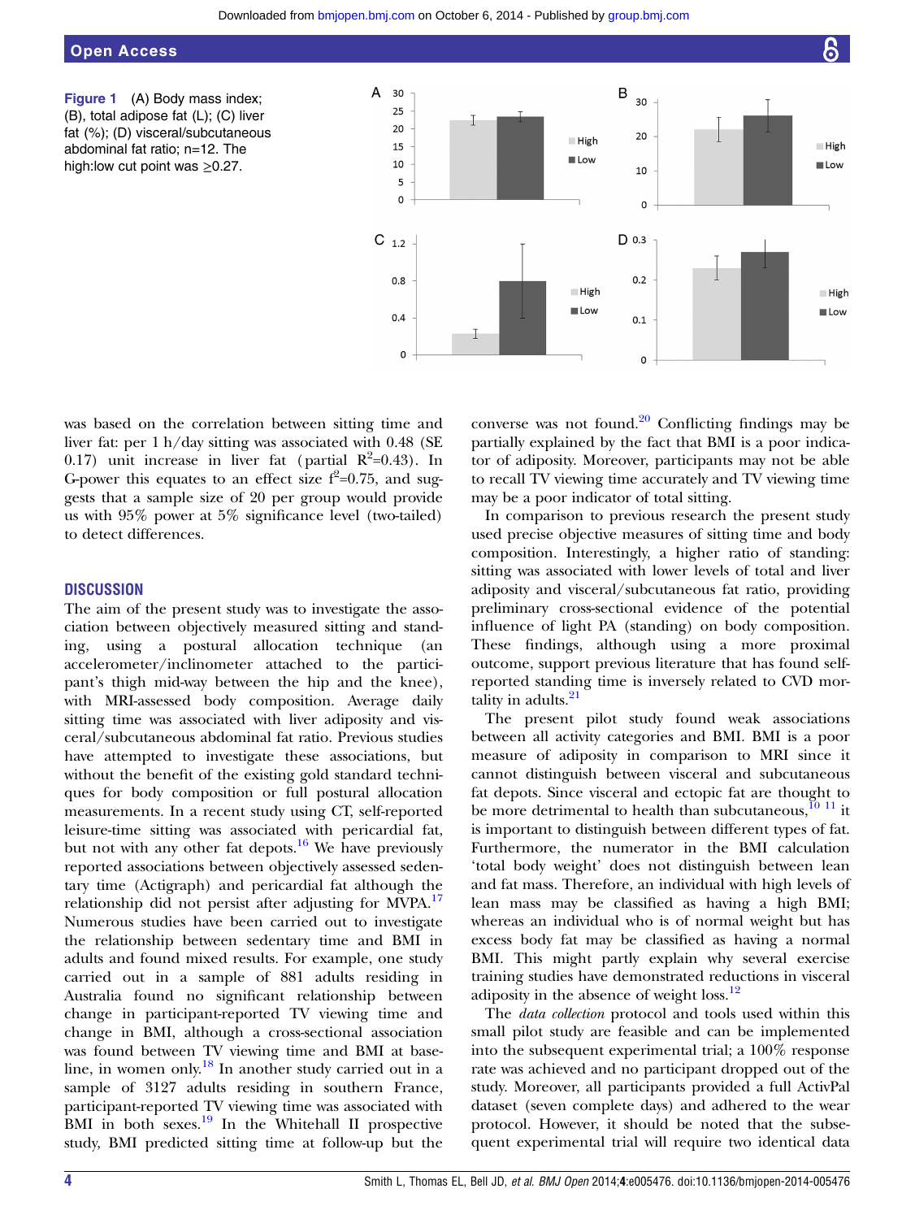Figure 1 (A) Body mass index; (B), total adipose fat (L); (C) liver fat (%); (D) visceral/subcutaneous abdominal fat ratio; n=12. The high:low cut point was ≥0.27.

was based on the correlation between sitting time and liver fat: per 1 h/day sitting was associated with 0.48 (SE 0.17) unit increase in liver fat (partial $R^2$=0.43). In G-power this equates to an effect size $f^2$=0.75, and suggests that a sample size of 20 per group would provide us with 95% power at 5% significance level (two-tailed) to detect differences.

## DISCUSSION

The aim of the present study was to investigate the association between objectively measured sitting and standing, using a postural allocation technique (an accelerometer/inclinometer attached to the participant's thigh mid-way between the hip and the knee), with MRI-assessed body composition. Average daily sitting time was associated with liver adiposity and visceral/subcutaneous abdominal fat ratio. Previous studies have attempted to investigate these associations, but without the benefit of the existing gold standard techniques for body composition or full postural allocation measurements. In a recent study using CT, self-reported leisure-time sitting was associated with pericardial fat, but not with any other fat depots.[16] We have previously reported associations between objectively assessed sedentary time (Actigraph) and pericardial fat although the relationship did not persist after adjusting for MVPA.[17] Numerous studies have been carried out to investigate the relationship between sedentary time and BMI in adults and found mixed results. For example, one study carried out in a sample of 881 adults residing in Australia found no significant relationship between change in participant-reported TV viewing time and change in BMI, although a cross-sectional association was found between TV viewing time and BMI at baseline, in women only.[18] In another study carried out in a sample of 3127 adults residing in southern France, participant-reported TV viewing time was associated with BMI in both sexes.[19] In the Whitehall II prospective study, BMI predicted sitting time at follow-up but the converse was not found.[20] Conflicting findings may be partially explained by the fact that BMI is a poor indicator of adiposity. Moreover, participants may not be able to recall TV viewing time accurately and TV viewing time may be a poor indicator of total sitting.

In comparison to previous research the present study used precise objective measures of sitting time and body composition. Interestingly, a higher ratio of standing: sitting was associated with lower levels of total and liver adiposity and visceral/subcutaneous fat ratio, providing preliminary cross-sectional evidence of the potential influence of light PA (standing) on body composition. These findings, although using a more proximal outcome, support previous literature that has found self-reported standing time is inversely related to CVD mortality in adults.[21]

The present pilot study found weak associations between all activity categories and BMI. BMI is a poor measure of adiposity in comparison to MRI since it cannot distinguish between visceral and subcutaneous fat depots. Since visceral and ectopic fat are thought to be more detrimental to health than subcutaneous,[10 11] it is important to distinguish between different types of fat. Furthermore, the numerator in the BMI calculation 'total body weight' does not distinguish between lean and fat mass. Therefore, an individual with high levels of lean mass may be classified as having a high BMI; whereas an individual who is of normal weight but has excess body fat may be classified as having a normal BMI. This might partly explain why several exercise training studies have demonstrated reductions in visceral adiposity in the absence of weight loss.[12]

The *data collection* protocol and tools used within this small pilot study are feasible and can be implemented into the subsequent experimental trial; a 100% response rate was achieved and no participant dropped out of the study. Moreover, all participants provided a full ActivPal dataset (seven complete days) and adhered to the wear protocol. However, it should be noted that the subsequent experimental trial will require two identical data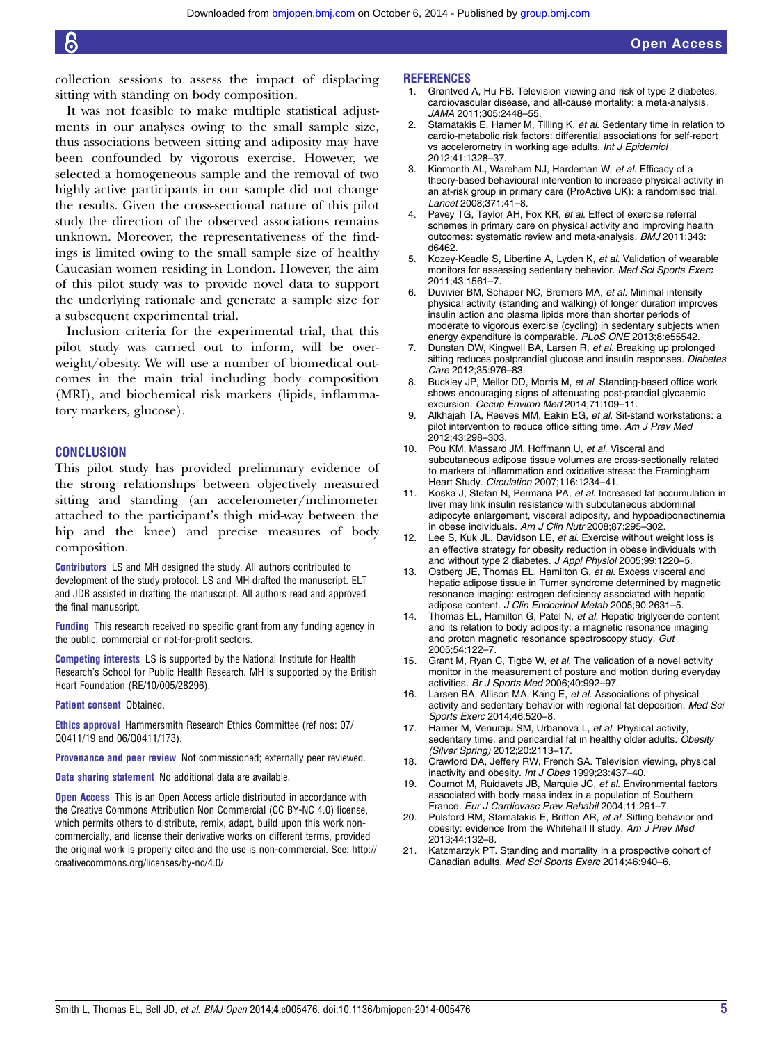collection sessions to assess the impact of displacing sitting with standing on body composition.

It was not feasible to make multiple statistical adjustments in our analyses owing to the small sample size, thus associations between sitting and adiposity may have been confounded by vigorous exercise. However, we selected a homogeneous sample and the removal of two highly active participants in our sample did not change the results. Given the cross-sectional nature of this pilot study the direction of the observed associations remains unknown. Moreover, the representativeness of the findings is limited owing to the small sample size of healthy Caucasian women residing in London. However, the aim of this pilot study was to provide novel data to support the underlying rationale and generate a sample size for a subsequent experimental trial.

Inclusion criteria for the experimental trial, that this pilot study was carried out to inform, will be overweight/obesity. We will use a number of biomedical outcomes in the main trial including body composition (MRI), and biochemical risk markers (lipids, inflammatory markers, glucose).

## CONCLUSION

This pilot study has provided preliminary evidence of the strong relationships between objectively measured sitting and standing (an accelerometer/inclinometer attached to the participant's thigh mid-way between the hip and the knee) and precise measures of body composition.

**Contributors** LS and MH designed the study. All authors contributed to development of the study protocol. LS and MH drafted the manuscript. ELT and JDB assisted in drafting the manuscript. All authors read and approved the final manuscript.

**Funding** This research received no specific grant from any funding agency in the public, commercial or not-for-profit sectors.

**Competing interests** LS is supported by the National Institute for Health Research's School for Public Health Research. MH is supported by the British Heart Foundation (RE/10/005/28296).

**Patient consent** Obtained.

**Ethics approval** Hammersmith Research Ethics Committee (ref nos: 07/Q0411/19 and 06/Q0411/173).

**Provenance and peer review** Not commissioned; externally peer reviewed.

**Data sharing statement** No additional data are available.

**Open Access** This is an Open Access article distributed in accordance with the Creative Commons Attribution Non Commercial (CC BY-NC 4.0) license, which permits others to distribute, remix, adapt, build upon this work non-commercially, and license their derivative works on different terms, provided the original work is properly cited and the use is non-commercial. See: http://creativecommons.org/licenses/by-nc/4.0/

## REFERENCES

1. Grøntved A, Hu FB. Television viewing and risk of type 2 diabetes, cardiovascular disease, and all-cause mortality: a meta-analysis. *JAMA* 2011;305:2448–55.
2. Stamatakis E, Hamer M, Tilling K, *et al*. Sedentary time in relation to cardio-metabolic risk factors: differential associations for self-report vs accelerometry in working age adults. *Int J Epidemiol* 2012;41:1328–37.
3. Kinmonth AL, Wareham NJ, Hardeman W, *et al*. Efficacy of a theory-based behavioural intervention to increase physical activity in an at-risk group in primary care (ProActive UK): a randomised trial. *Lancet* 2008;371:41–8.
4. Pavey TG, Taylor AH, Fox KR, *et al*. Effect of exercise referral schemes in primary care on physical activity and improving health outcomes: systematic review and meta-analysis. *BMJ* 2011;343:d6462.
5. Kozey-Keadle S, Libertine A, Lyden K, *et al*. Validation of wearable monitors for assessing sedentary behavior. *Med Sci Sports Exerc* 2011;43:1561–7.
6. Duvivier BM, Schaper NC, Bremers MA, *et al*. Minimal intensity physical activity (standing and walking) of longer duration improves insulin action and plasma lipids more than shorter periods of moderate to vigorous exercise (cycling) in sedentary subjects when energy expenditure is comparable. *PLoS ONE* 2013;8:e55542.
7. Dunstan DW, Kingwell BA, Larsen R, *et al*. Breaking up prolonged sitting reduces postprandial glucose and insulin responses. *Diabetes Care* 2012;35:976–83.
8. Buckley JP, Mellor DD, Morris M, *et al*. Standing-based office work shows encouraging signs of attenuating post-prandial glycaemic excursion. *Occup Environ Med* 2014;71:109–11.
9. Alkhajah TA, Reeves MM, Eakin EG, *et al*. Sit-stand workstations: a pilot intervention to reduce office sitting time. *Am J Prev Med* 2012;43:298–303.
10. Pou KM, Massaro JM, Hoffmann U, *et al*. Visceral and subcutaneous adipose tissue volumes are cross-sectionally related to markers of inflammation and oxidative stress: the Framingham Heart Study. *Circulation* 2007;116:1234–41.
11. Koska J, Stefan N, Permana PA, *et al*. Increased fat accumulation in liver may link insulin resistance with subcutaneous abdominal adipocyte enlargement, visceral adiposity, and hypoadiponectinemia in obese individuals. *Am J Clin Nutr* 2008;87:295–302.
12. Lee S, Kuk JL, Davidson LE, *et al*. Exercise without weight loss is an effective strategy for obesity reduction in obese individuals with and without type 2 diabetes. *J Appl Physiol* 2005;99:1220–5.
13. Ostberg JE, Thomas EL, Hamilton G, *et al*. Excess visceral and hepatic adipose tissue in Turner syndrome determined by magnetic resonance imaging: estrogen deficiency associated with hepatic adipose content. *J Clin Endocrinol Metab* 2005;90:2631–5.
14. Thomas EL, Hamilton G, Patel N, *et al*. Hepatic triglyceride content and its relation to body adiposity: a magnetic resonance imaging and proton magnetic resonance spectroscopy study. *Gut* 2005;54:122–7.
15. Grant M, Ryan C, Tigbe W, *et al*. The validation of a novel activity monitor in the measurement of posture and motion during everyday activities. *Br J Sports Med* 2006;40:992–97.
16. Larsen BA, Allison MA, Kang E, *et al*. Associations of physical activity and sedentary behavior with regional fat deposition. *Med Sci Sports Exerc* 2014;46:520–8.
17. Hamer M, Venuraju SM, Urbanova L, *et al*. Physical activity, sedentary time, and pericardial fat in healthy older adults. *Obesity (Silver Spring)* 2012;20:2113–17.
18. Crawford DA, Jeffery RW, French SA. Television viewing, physical inactivity and obesity. *Int J Obes* 1999;23:437–40.
19. Cournot M, Ruidavets JB, Marquie JC, *et al*. Environmental factors associated with body mass index in a population of Southern France. *Eur J Cardiovasc Prev Rehabil* 2004;11:291–7.
20. Pulsford RM, Stamatakis E, Britton AR, *et al*. Sitting behavior and obesity: evidence from the Whitehall II study. *Am J Prev Med* 2013;44:132–8.
21. Katzmarzyk PT. Standing and mortality in a prospective cohort of Canadian adults. *Med Sci Sports Exerc* 2014;46:940–6.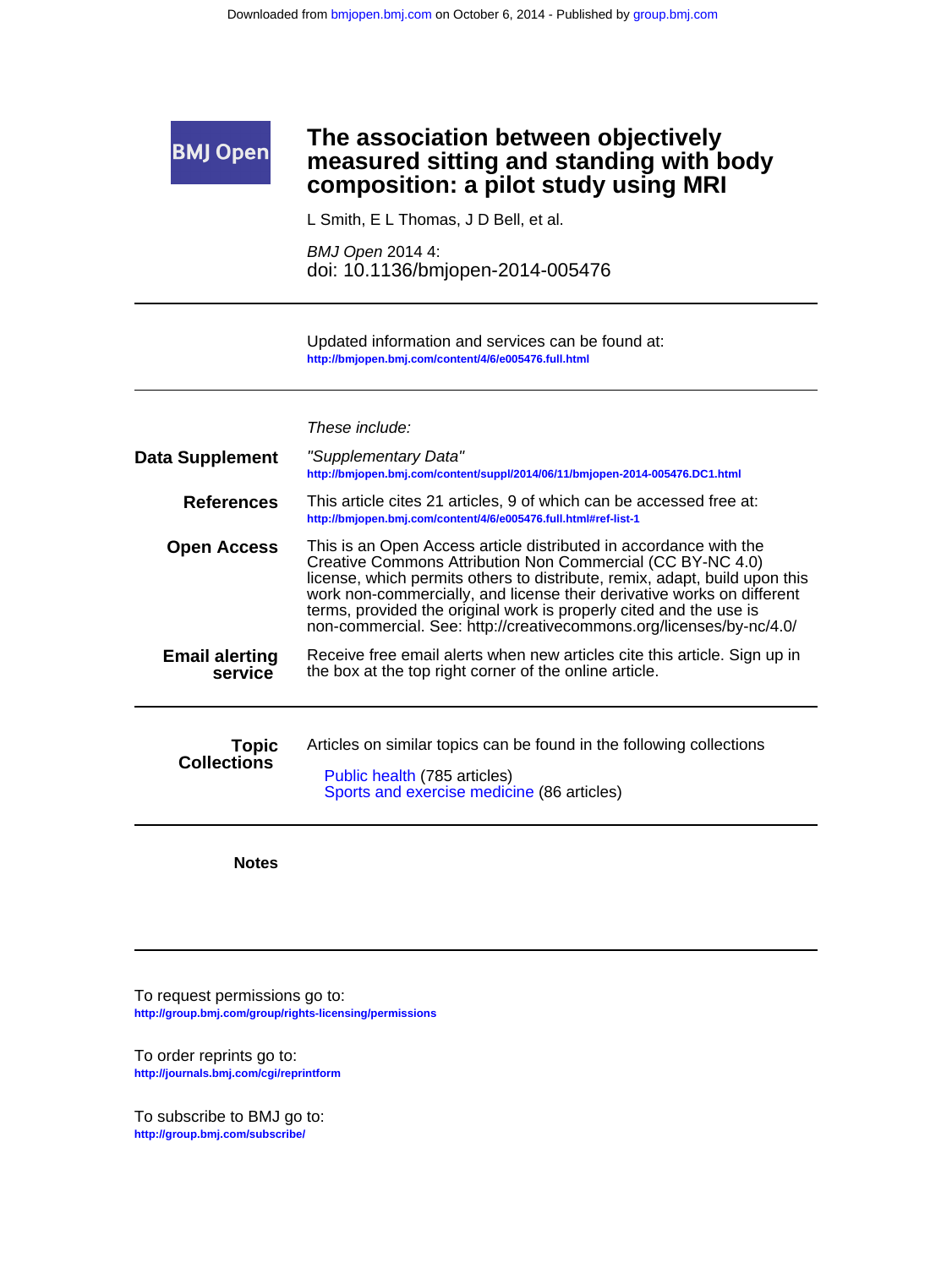BMJ Open

# The association between objectively measured sitting and standing with body composition: a pilot study using MRI

L Smith, E L Thomas, J D Bell, et al.

*BMJ Open* 2014 4:
doi: 10.1136/bmjopen-2014-005476

Updated information and services can be found at:
http://bmjopen.bmj.com/content/4/6/e005476.full.html

*These include:*

**Data Supplement**
*"Supplementary Data"*
http://bmjopen.bmj.com/content/suppl/2014/06/11/bmjopen-2014-005476.DC1.html

**References**
This article cites 21 articles, 9 of which can be accessed free at:
http://bmjopen.bmj.com/content/4/6/e005476.full.html#ref-list-1

**Open Access**
This is an Open Access article distributed in accordance with the Creative Commons Attribution Non Commercial (CC BY-NC 4.0) license, which permits others to distribute, remix, adapt, build upon this work non-commercially, and license their derivative works on different terms, provided the original work is properly cited and the use is non-commercial. See: http://creativecommons.org/licenses/by-nc/4.0/

**Email alerting service**
Receive free email alerts when new articles cite this article. Sign up in the box at the top right corner of the online article.

**Topic Collections**
Articles on similar topics can be found in the following collections

Public health (785 articles)
Sports and exercise medicine (86 articles)

**Notes**

To request permissions go to:
http://group.bmj.com/group/rights-licensing/permissions

To order reprints go to:
http://journals.bmj.com/cgi/reprintform

To subscribe to BMJ go to:
http://group.bmj.com/subscribe/